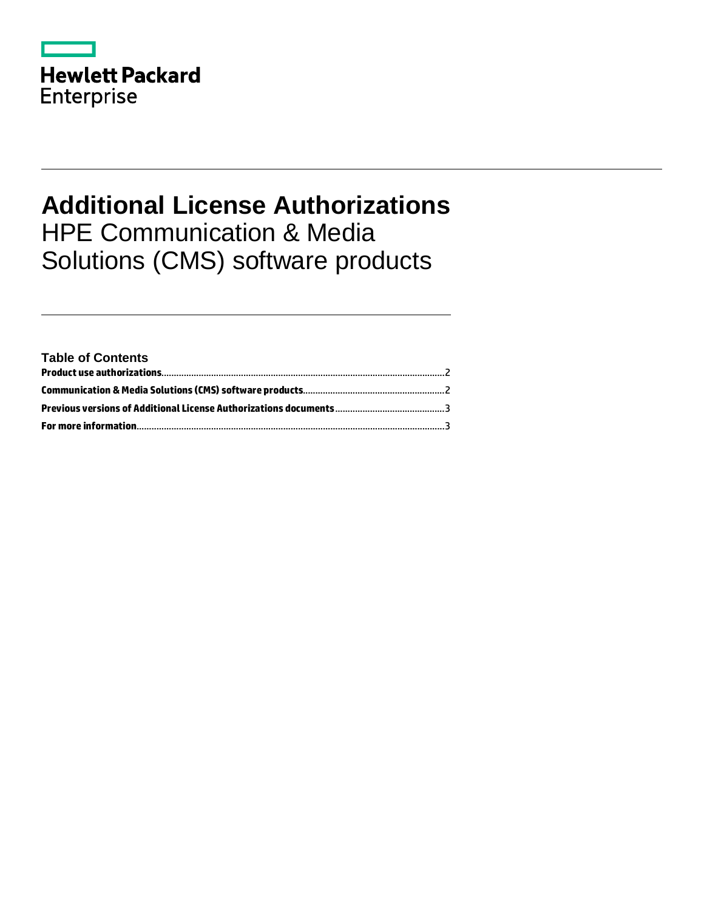Hewlett Packard Enterprise

# Additional License Authorizations

HPE Communication & Media Solutions (CMS) software products

### Table of Contents

**Product use authorizations**.....2

**Communication & Media Solutions (CMS) software products**.....2

**Previous versions of Additional License Authorizations documents**.....3

**For more information**.....3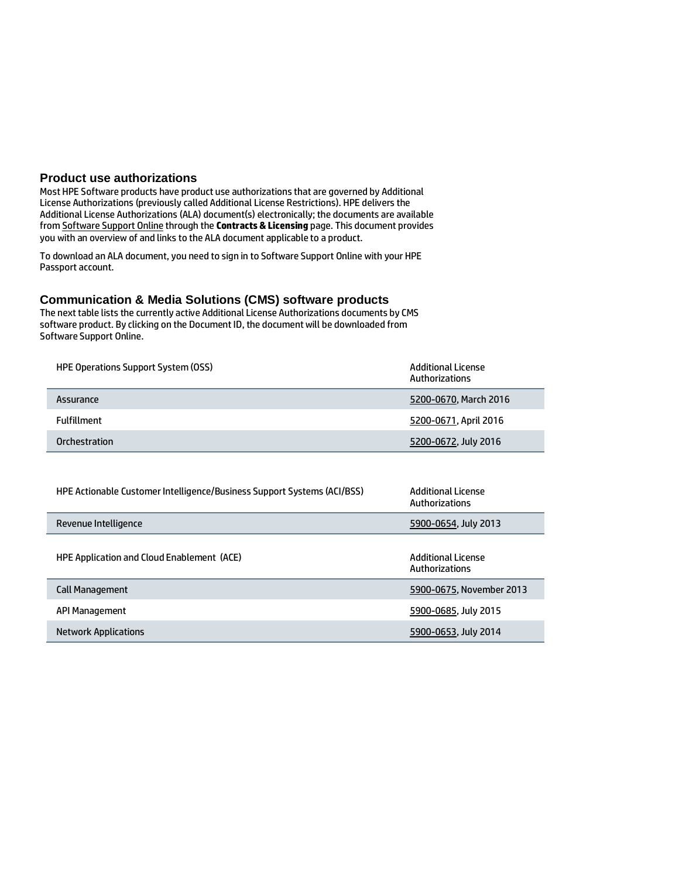## Product use authorizations

Most HPE Software products have product use authorizations that are governed by Additional License Authorizations (previously called Additional License Restrictions). HPE delivers the Additional License Authorizations (ALA) document(s) electronically; the documents are available from Software Support Online through the **Contracts & Licensing** page. This document provides you with an overview of and links to the ALA document applicable to a product.

To download an ALA document, you need to sign in to Software Support Online with your HPE Passport account.

## Communication & Media Solutions (CMS) software products

The next table lists the currently active Additional License Authorizations documents by CMS software product. By clicking on the Document ID, the document will be downloaded from Software Support Online.

| HPE Operations Support System (OSS) | Additional License Authorizations |
|---|---|
| Assurance | 5200-0670, March 2016 |
| Fulfillment | 5200-0671, April 2016 |
| Orchestration | 5200-0672, July 2016 |

| HPE Actionable Customer Intelligence/Business Support Systems (ACI/BSS) | Additional License Authorizations |
|---|---|
| Revenue Intelligence | 5900-0654, July 2013 |

| HPE Application and Cloud Enablement (ACE) | Additional License Authorizations |
|---|---|
| Call Management | 5900-0675, November 2013 |
| API Management | 5900-0685, July 2015 |
| Network Applications | 5900-0653, July 2014 |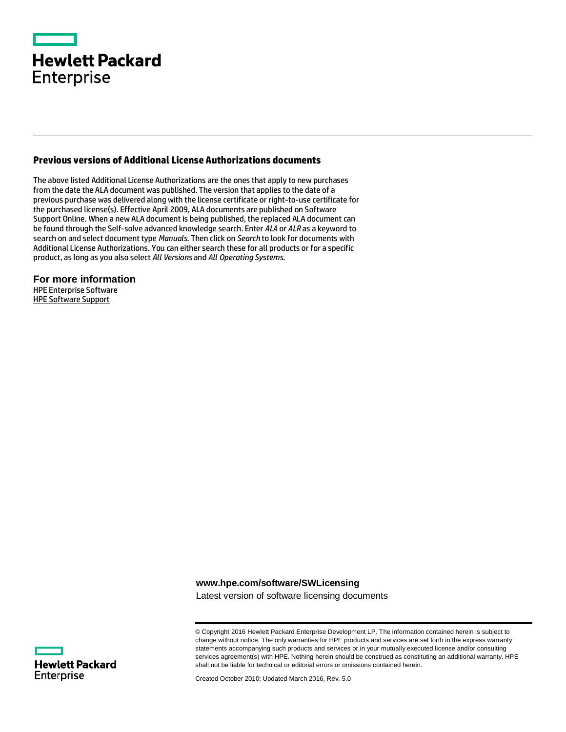## Previous versions of Additional License Authorizations documents

The above listed Additional License Authorizations are the ones that apply to new purchases from the date the ALA document was published. The version that applies to the date of a previous purchase was delivered along with the license certificate or right-to-use certificate for the purchased license(s). Effective April 2009, ALA documents are published on Software Support Online. When a new ALA document is being published, the replaced ALA document can be found through the Self-solve advanced knowledge search. Enter *ALA* or *ALR* as a keyword to search on and select document type *Manuals*. Then click on *Search* to look for documents with Additional License Authorizations. You can either search these for all products or for a specific product, as long as you also select *All Versions* and *All Operating Systems*.

### For more information

HPE Enterprise Software
HPE Software Support

**www.hpe.com/software/SWLicensing**
Latest version of software licensing documents

© Copyright 2016 Hewlett Packard Enterprise Development LP. The information contained herein is subject to change without notice. The only warranties for HPE products and services are set forth in the express warranty statements accompanying such products and services or in your mutually executed license and/or consulting services agreement(s) with HPE. Nothing herein should be construed as constituting an additional warranty. HPE shall not be liable for technical or editorial errors or omissions contained herein.

Created October 2010; Updated March 2016, Rev. 5.0